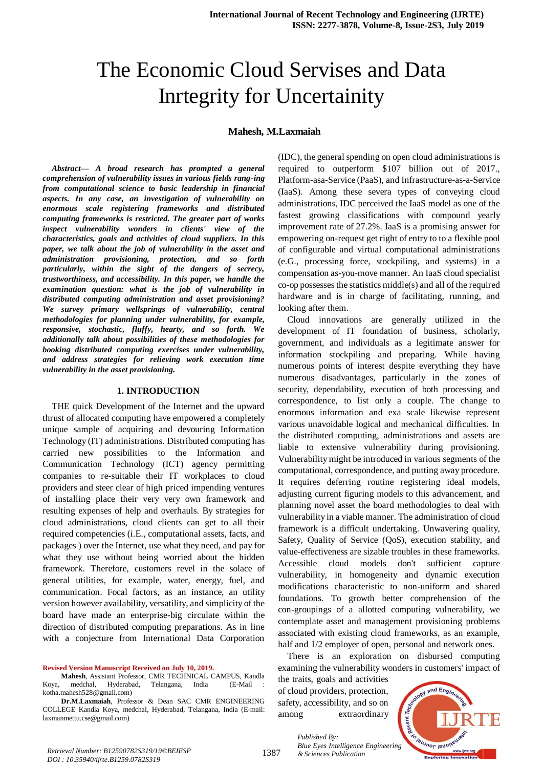# The Economic Cloud Servises and Data Inrtegrity for Uncertainity

**Mahesh, M.Laxmaiah**

***Abstract— A broad research has prompted a general comprehension of vulnerability issues in various fields rang-ing from computational science to basic leadership in financial aspects. In any case, an investigation of vulnerability on enormous scale registering frameworks and distributed computing frameworks is restricted. The greater part of works inspect vulnerability wonders in clients' view of the characteristics, goals and activities of cloud suppliers. In this paper, we talk about the job of vulnerability in the asset and administration provisioning, protection, and so forth particularly, within the sight of the dangers of secrecy, trustworthiness, and accessibility. In this paper, we handle the examination question: what is the job of vulnerability in distributed computing administration and asset provisioning? We survey primary wellsprings of vulnerability, central methodologies for planning under vulnerability, for example, responsive, stochastic, fluffy, hearty, and so forth. We additionally talk about possibilities of these methodologies for booking distributed computing exercises under vulnerability, and address strategies for relieving work execution time vulnerability in the asset provisioning.***

## 1. INTRODUCTION

THE quick Development of the Internet and the upward thrust of allocated computing have empowered a completely unique sample of acquiring and devouring Information Technology (IT) administrations. Distributed computing has carried new possibilities to the Information and Communication Technology (ICT) agency permitting companies to re-suitable their IT workplaces to cloud providers and steer clear of high priced impending ventures of installing place their very very own framework and resulting expenses of help and overhauls. By strategies for cloud administrations, cloud clients can get to all their required competencies (i.E., computational assets, facts, and packages ) over the Internet, use what they need, and pay for what they use without being worried about the hidden framework. Therefore, customers revel in the solace of general utilities, for example, water, energy, fuel, and communication. Focal factors, as an instance, an utility version however availability, versatility, and simplicity of the board have made an enterprise-big circulate within the direction of distributed computing preparations. As in line with a conjecture from International Data Corporation (IDC), the general spending on open cloud administrations is required to outperform $107 billion out of 2017., Platform-asa-Service (PaaS), and Infrastructure-as-a-Service (IaaS). Among these severa types of conveying cloud administrations, IDC perceived the IaaS model as one of the fastest growing classifications with compound yearly improvement rate of 27.2%. IaaS is a promising answer for empowering on-request get right of entry to to a flexible pool of configurable and virtual computational administrations (e.G., processing force, stockpiling, and systems) in a compensation as-you-move manner. An IaaS cloud specialist co-op possesses the statistics middle(s) and all of the required hardware and is in charge of facilitating, running, and looking after them.

Cloud innovations are generally utilized in the development of IT foundation of business, scholarly, government, and individuals as a legitimate answer for information stockpiling and preparing. While having numerous points of interest despite everything they have numerous disadvantages, particularly in the zones of security, dependability, execution of both processing and correspondence, to list only a couple. The change to enormous information and exa scale likewise represent various unavoidable logical and mechanical difficulties. In the distributed computing, administrations and assets are liable to extensive vulnerability during provisioning. Vulnerability might be introduced in various segments of the computational, correspondence, and putting away procedure. It requires deferring routine registering ideal models, adjusting current figuring models to this advancement, and planning novel asset the board methodologies to deal with vulnerability in a viable manner. The administration of cloud framework is a difficult undertaking. Unwavering quality, Safety, Quality of Service (QoS), execution stability, and value-effectiveness are sizable troubles in these frameworks. Accessible cloud models don't sufficient capture vulnerability, in homogeneity and dynamic execution modifications characteristic to non-uniform and shared foundations. To growth better comprehension of the con-groupings of a allotted computing vulnerability, we contemplate asset and management provisioning problems associated with existing cloud frameworks, as an example, half and 1/2 employer of open, personal and network ones.

There is an exploration on disbursed computing examining the vulnerability wonders in customers' impact of the traits, goals and activities of cloud providers, protection, safety, accessibility, and so on among extraordinary

---

**Revised Version Manuscript Received on July 10, 2019.**

**Mahesh**, Assistant Professor, CMR TECHNICAL CAMPUS, Kandla Koya, medchal, Hyderabad, Telangana, India (E-Mail : kotha.mahesh528@gmail.com)

**Dr.M.Laxmaiah**, Professor & Dean SAC CMR ENGINEERING COLLEGE Kandla Koya, medchal, Hyderabad, Telangana, India (E-mail: laxmanmettu.cse@gmail.com)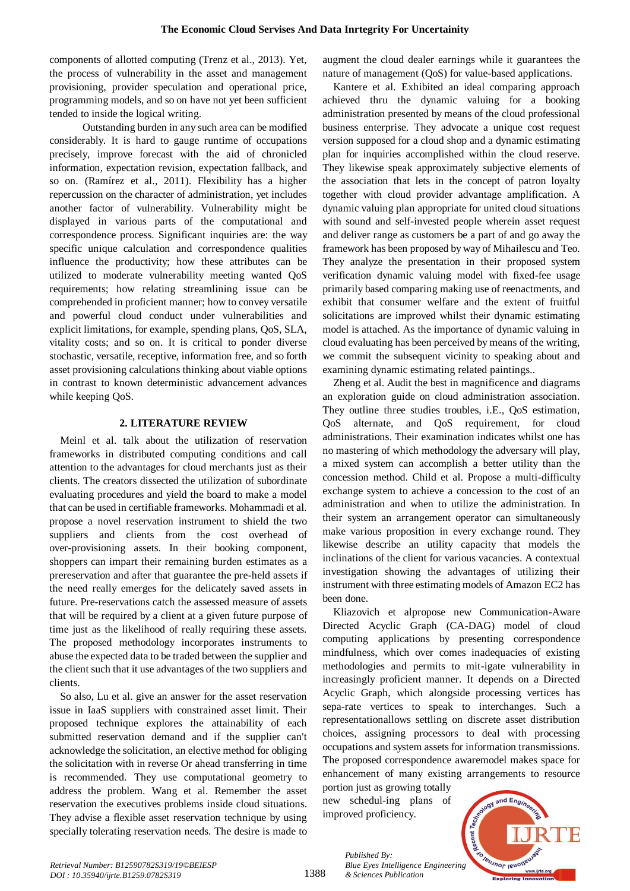components of allotted computing (Trenz et al., 2013). Yet, the process of vulnerability in the asset and management provisioning, provider speculation and operational price, programming models, and so on have not yet been sufficient tended to inside the logical writing.

Outstanding burden in any such area can be modified considerably. It is hard to gauge runtime of occupations precisely, improve forecast with the aid of chronicled information, expectation revision, expectation fallback, and so on. (Ramírez et al., 2011). Flexibility has a higher repercussion on the character of administration, yet includes another factor of vulnerability. Vulnerability might be displayed in various parts of the computational and correspondence process. Significant inquiries are: the way specific unique calculation and correspondence qualities influence the productivity; how these attributes can be utilized to moderate vulnerability meeting wanted QoS requirements; how relating streamlining issue can be comprehended in proficient manner; how to convey versatile and powerful cloud conduct under vulnerabilities and explicit limitations, for example, spending plans, QoS, SLA, vitality costs; and so on. It is critical to ponder diverse stochastic, versatile, receptive, information free, and so forth asset provisioning calculations thinking about viable options in contrast to known deterministic advancement advances while keeping QoS.

## 2. LITERATURE REVIEW

Meinl et al. talk about the utilization of reservation frameworks in distributed computing conditions and call attention to the advantages for cloud merchants just as their clients. The creators dissected the utilization of subordinate evaluating procedures and yield the board to make a model that can be used in certifiable frameworks. Mohammadi et al. propose a novel reservation instrument to shield the two suppliers and clients from the cost overhead of over-provisioning assets. In their booking component, shoppers can impart their remaining burden estimates as a prereservation and after that guarantee the pre-held assets if the need really emerges for the delicately saved assets in future. Pre-reservations catch the assessed measure of assets that will be required by a client at a given future purpose of time just as the likelihood of really requiring these assets. The proposed methodology incorporates instruments to abuse the expected data to be traded between the supplier and the client such that it use advantages of the two suppliers and clients.

So also, Lu et al. give an answer for the asset reservation issue in IaaS suppliers with constrained asset limit. Their proposed technique explores the attainability of each submitted reservation demand and if the supplier can't acknowledge the solicitation, an elective method for obliging the solicitation with in reverse Or ahead transferring in time is recommended. They use computational geometry to address the problem. Wang et al. Remember the asset reservation the executives problems inside cloud situations. They advise a flexible asset reservation technique by using specially tolerating reservation needs. The desire is made to augment the cloud dealer earnings while it guarantees the nature of management (QoS) for value-based applications.

Kantere et al. Exhibited an ideal comparing approach achieved thru the dynamic valuing for a booking administration presented by means of the cloud professional business enterprise. They advocate a unique cost request version supposed for a cloud shop and a dynamic estimating plan for inquiries accomplished within the cloud reserve. They likewise speak approximately subjective elements of the association that lets in the concept of patron loyalty together with cloud provider advantage amplification. A dynamic valuing plan appropriate for united cloud situations with sound and self-invested people wherein asset request and deliver range as customers be a part of and go away the framework has been proposed by way of Mihailescu and Teo. They analyze the presentation in their proposed system verification dynamic valuing model with fixed-fee usage primarily based comparing making use of reenactments, and exhibit that consumer welfare and the extent of fruitful solicitations are improved whilst their dynamic estimating model is attached. As the importance of dynamic valuing in cloud evaluating has been perceived by means of the writing, we commit the subsequent vicinity to speaking about and examining dynamic estimating related paintings..

Zheng et al. Audit the best in magnificence and diagrams an exploration guide on cloud administration association. They outline three studies troubles, i.E., QoS estimation, QoS alternate, and QoS requirement, for cloud administrations. Their examination indicates whilst one has no mastering of which methodology the adversary will play, a mixed system can accomplish a better utility than the concession method. Child et al. Propose a multi-difficulty exchange system to achieve a concession to the cost of an administration and when to utilize the administration. In their system an arrangement operator can simultaneously make various proposition in every exchange round. They likewise describe an utility capacity that models the inclinations of the client for various vacancies. A contextual investigation showing the advantages of utilizing their instrument with three estimating models of Amazon EC2 has been done.

Kliazovich et alpropose new Communication-Aware Directed Acyclic Graph (CA-DAG) model of cloud computing applications by presenting correspondence mindfulness, which over comes inadequacies of existing methodologies and permits to mit-igate vulnerability in increasingly proficient manner. It depends on a Directed Acyclic Graph, which alongside processing vertices has sepa-rate vertices to speak to interchanges. Such a representationallows settling on discrete asset distribution choices, assigning processors to deal with processing occupations and system assets for information transmissions. The proposed correspondence awaremodel makes space for enhancement of many existing arrangements to resource portion just as growing totally new schedul-ing plans of improved proficiency.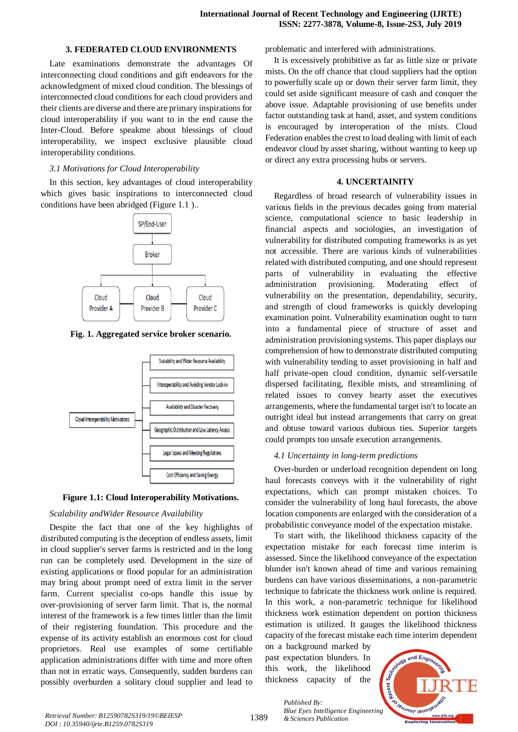### 3. FEDERATED CLOUD ENVIRONMENTS

Late examinations demonstrate the advantages Of interconnecting cloud conditions and gift endeavors for the acknowledgment of mixed cloud condition. The blessings of interconnected cloud conditions for each cloud providers and their clients are diverse and there are primary inspirations for cloud interoperability if you want to in the end cause the Inter-Cloud. Before speakme about blessings of cloud interoperability, we inspect exclusive plausible cloud interoperability conditions.

*3.1 Motivations for Cloud Interoperability*

In this section, key advantages of cloud interoperability which gives basic inspirations to interconnected cloud conditions have been abridged (Figure 1.1 )..

**Fig. 1. Aggregated service broker scenario.**

**Figure 1.1: Cloud Interoperability Motivations.**

*Scalability andWider Resource Availability*

Despite the fact that one of the key highlights of distributed computing is the deception of endless assets, limit in cloud supplier's server farms is restricted and in the long run can be completely used. Development in the size of existing applications or flood popular for an administration may bring about prompt need of extra limit in the server farm. Current specialist co-ops handle this issue by over-provisioning of server farm limit. That is, the normal interest of the framework is a few times littler than the limit of their registering foundation. This procedure and the expense of its activity establish an enormous cost for cloud proprietors. Real use examples of some certifiable application administrations differ with time and more often than not in erratic ways. Consequently, sudden burdens can possibly overburden a solitary cloud supplier and lead to problematic and interfered with administrations.

It is excessively prohibitive as far as little size or private mists. On the off chance that cloud suppliers had the option to powerfully scale up or down their server farm limit, they could set aside significant measure of cash and conquer the above issue. Adaptable provisioning of use benefits under factor outstanding task at hand, asset, and system conditions is encouraged by interoperation of the mists. Cloud Federation enables the crest to load dealing with limit of each endeavor cloud by asset sharing, without wanting to keep up or direct any extra processing hubs or servers.

### 4. UNCERTAINITY

Regardless of broad research of vulnerability issues in various fields in the previous decades going from material science, computational science to basic leadership in financial aspects and sociologies, an investigation of vulnerability for distributed computing frameworks is as yet not accessible. There are various kinds of vulnerabilities related with distributed computing, and one should represent parts of vulnerability in evaluating the effective administration provisioning. Moderating effect of vulnerability on the presentation, dependability, security, and strength of cloud frameworks is quickly developing examination point. Vulnerability examination ought to turn into a fundamental piece of structure of asset and administration provisioning systems. This paper displays our comprehension of how to demonstrate distributed computing with vulnerability tending to asset provisioning in half and half private-open cloud condition, dynamic self-versatile dispersed facilitating, flexible mists, and streamlining of related issues to convey hearty asset the executives arrangements, where the fundamental target isn't to locate an outright ideal but instead arrangements that carry on great and obtuse toward various dubious ties. Superior targets could prompts too unsafe execution arrangements.

*4.1 Uncertainty in long-term predictions*

Over-burden or underload recognition dependent on long haul forecasts conveys with it the vulnerability of right expectations, which can prompt mistaken choices. To consider the vulnerability of long haul forecasts, the above location components are enlarged with the consideration of a probabilistic conveyance model of the expectation mistake.

To start with, the likelihood thickness capacity of the expectation mistake for each forecast time interim is assessed. Since the likelihood conveyance of the expectation blunder isn't known ahead of time and various remaining burdens can have various disseminations, a non-parametric technique to fabricate the thickness work online is required. In this work, a non-parametric technique for likelihood thickness work estimation dependent on portion thickness estimation is utilized. It gauges the likelihood thickness capacity of the forecast mistake each time interim dependent on a background marked by past expectation blunders. In this work, the likelihood thickness capacity of the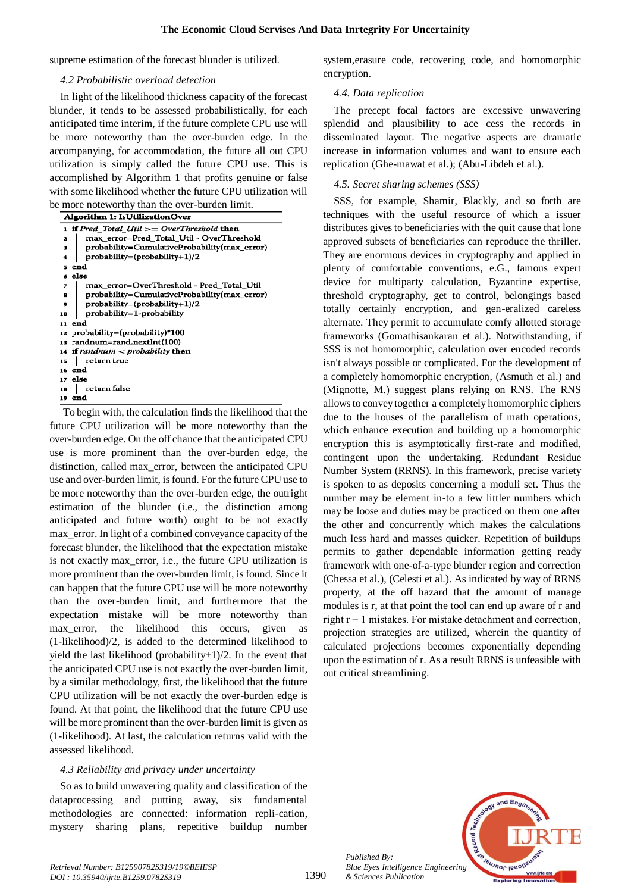supreme estimation of the forecast blunder is utilized.

### 4.2 Probabilistic overload detection

In light of the likelihood thickness capacity of the forecast blunder, it tends to be assessed probabilistically, for each anticipated time interim, if the future complete CPU use will be more noteworthy than the over-burden edge. In the accompanying, for accommodation, the future all out CPU utilization is simply called the future CPU use. This is accomplished by Algorithm 1 that profits genuine or false with some likelihood whether the future CPU utilization will be more noteworthy than the over-burden limit.

**Algorithm 1: IsUtilizationOver**

```
1  if Pred_Total_Util >= OverThreshold then
2      max_error=Pred_Total_Util - OverThreshold
3      probability=CumulativeProbability(max_error)
4      probability=(probability+1)/2
5  end
6  else
7      max_error=OverThreshold - Pred_Total_Util
8      probability=CumulativeProbability(max_error)
9      probability=(probability+1)/2
10     probability=1-probability
11 end
12 probability=(probability)*100
13 randnum=rand.nextInt(100)
14 if randnum < probability then
15     return true
16 end
17 else
18     return false
19 end
```

To begin with, the calculation finds the likelihood that the future CPU utilization will be more noteworthy than the over-burden edge. On the off chance that the anticipated CPU use is more prominent than the over-burden edge, the distinction, called max_error, between the anticipated CPU use and over-burden limit, is found. For the future CPU use to be more noteworthy than the over-burden edge, the outright estimation of the blunder (i.e., the distinction among anticipated and future worth) ought to be not exactly max_error. In light of a combined conveyance capacity of the forecast blunder, the likelihood that the expectation mistake is not exactly max_error, i.e., the future CPU utilization is more prominent than the over-burden limit, is found. Since it can happen that the future CPU use will be more noteworthy than the over-burden limit, and furthermore that the expectation mistake will be more noteworthy than max_error, the likelihood this occurs, given as (1-likelihood)/2, is added to the determined likelihood to yield the last likelihood (probability+1)/2. In the event that the anticipated CPU use is not exactly the over-burden limit, by a similar methodology, first, the likelihood that the future CPU utilization will be not exactly the over-burden edge is found. At that point, the likelihood that the future CPU use will be more prominent than the over-burden limit is given as (1-likelihood). At last, the calculation returns valid with the assessed likelihood.

### 4.3 Reliability and privacy under uncertainty

So as to build unwavering quality and classification of the dataprocessing and putting away, six fundamental methodologies are connected: information repli-cation, mystery sharing plans, repetitive buildup number system,erasure code, recovering code, and homomorphic encryption.

### 4.4. Data replication

The precept focal factors are excessive unwavering splendid and plausibility to ace cess the records in disseminated layout. The negative aspects are dramatic increase in information volumes and want to ensure each replication (Ghe-mawat et al.); (Abu-Libdeh et al.).

### 4.5. Secret sharing schemes (SSS)

SSS, for example, Shamir, Blackly, and so forth are techniques with the useful resource of which a issuer distributes gives to beneficiaries with the quit cause that lone approved subsets of beneficiaries can reproduce the thriller. They are enormous devices in cryptography and applied in plenty of comfortable conventions, e.G., famous expert device for multiparty calculation, Byzantine expertise, threshold cryptography, get to control, belongings based totally certainly encryption, and gen-eralized careless alternate. They permit to accumulate comfy allotted storage frameworks (Gomathisankaran et al.). Notwithstanding, if SSS is not homomorphic, calculation over encoded records isn't always possible or complicated. For the development of a completely homomorphic encryption, (Asmuth et al.) and (Mignotte, M.) suggest plans relying on RNS. The RNS allows to convey together a completely homomorphic ciphers due to the houses of the parallelism of math operations, which enhance execution and building up a homomorphic encryption this is asymptotically first-rate and modified, contingent upon the undertaking. Redundant Residue Number System (RRNS). In this framework, precise variety is spoken to as deposits concerning a moduli set. Thus the number may be element in-to a few littler numbers which may be loose and duties may be practiced on them one after the other and concurrently which makes the calculations much less hard and masses quicker. Repetition of buildups permits to gather dependable information getting ready framework with one-of-a-type blunder region and correction (Chessa et al.), (Celesti et al.). As indicated by way of RRNS property, at the off hazard that the amount of manage modules is r, at that point the tool can end up aware of r and right $r - 1$ mistakes. For mistake detachment and correction, projection strategies are utilized, wherein the quantity of calculated projections becomes exponentially depending upon the estimation of r. As a result RRNS is unfeasible with out critical streamlining.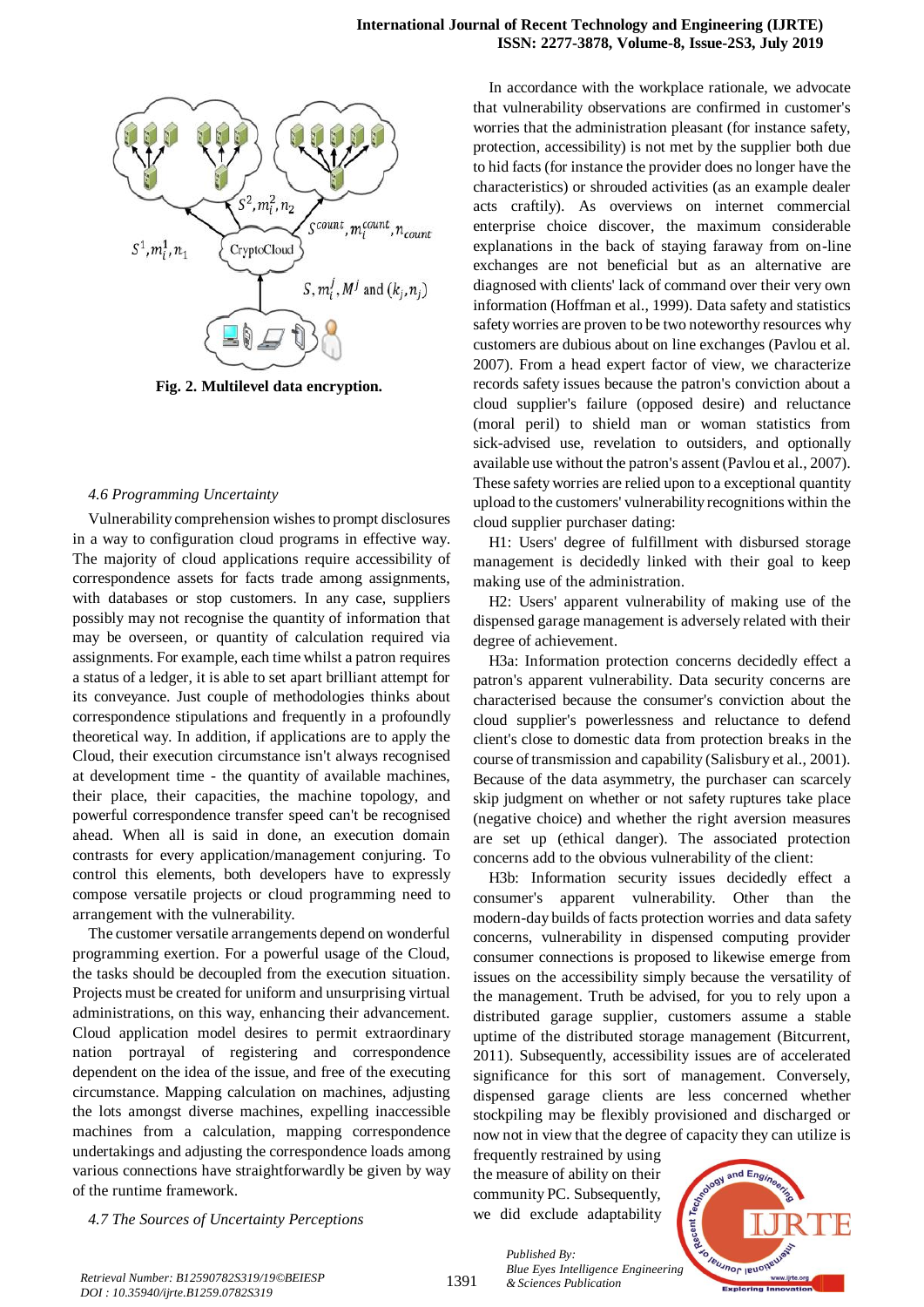Fig. 2. Multilevel data encryption.

*4.6 Programming Uncertainty*

Vulnerability comprehension wishes to prompt disclosures in a way to configuration cloud programs in effective way. The majority of cloud applications require accessibility of correspondence assets for facts trade among assignments, with databases or stop customers. In any case, suppliers possibly may not recognise the quantity of information that may be overseen, or quantity of calculation required via assignments. For example, each time whilst a patron requires a status of a ledger, it is able to set apart brilliant attempt for its conveyance. Just couple of methodologies thinks about correspondence stipulations and frequently in a profoundly theoretical way. In addition, if applications are to apply the Cloud, their execution circumstance isn't always recognised at development time - the quantity of available machines, their place, their capacities, the machine topology, and powerful correspondence transfer speed can't be recognised ahead. When all is said in done, an execution domain contrasts for every application/management conjuring. To control this elements, both developers have to expressly compose versatile projects or cloud programming need to arrangement with the vulnerability.

The customer versatile arrangements depend on wonderful programming exertion. For a powerful usage of the Cloud, the tasks should be decoupled from the execution situation. Projects must be created for uniform and unsurprising virtual administrations, on this way, enhancing their advancement. Cloud application model desires to permit extraordinary nation portrayal of registering and correspondence dependent on the idea of the issue, and free of the executing circumstance. Mapping calculation on machines, adjusting the lots amongst diverse machines, expelling inaccessible machines from a calculation, mapping correspondence undertakings and adjusting the correspondence loads among various connections have straightforwardly be given by way of the runtime framework.

*4.7 The Sources of Uncertainty Perceptions*

In accordance with the workplace rationale, we advocate that vulnerability observations are confirmed in customer's worries that the administration pleasant (for instance safety, protection, accessibility) is not met by the supplier both due to hid facts (for instance the provider does no longer have the characteristics) or shrouded activities (as an example dealer acts craftily). As overviews on internet commercial enterprise choice discover, the maximum considerable explanations in the back of staying faraway from on-line exchanges are not beneficial but as an alternative are diagnosed with clients' lack of command over their very own information (Hoffman et al., 1999). Data safety and statistics safety worries are proven to be two noteworthy resources why customers are dubious about on line exchanges (Pavlou et al. 2007). From a head expert factor of view, we characterize records safety issues because the patron's conviction about a cloud supplier's failure (opposed desire) and reluctance (moral peril) to shield man or woman statistics from sick-advised use, revelation to outsiders, and optionally available use without the patron's assent (Pavlou et al., 2007). These safety worries are relied upon to a exceptional quantity upload to the customers' vulnerability recognitions within the cloud supplier purchaser dating:

H1: Users' degree of fulfillment with disbursed storage management is decidedly linked with their goal to keep making use of the administration.

H2: Users' apparent vulnerability of making use of the dispensed garage management is adversely related with their degree of achievement.

H3a: Information protection concerns decidedly effect a patron's apparent vulnerability. Data security concerns are characterised because the consumer's conviction about the cloud supplier's powerlessness and reluctance to defend client's close to domestic data from protection breaks in the course of transmission and capability (Salisbury et al., 2001). Because of the data asymmetry, the purchaser can scarcely skip judgment on whether or not safety ruptures take place (negative choice) and whether the right aversion measures are set up (ethical danger). The associated protection concerns add to the obvious vulnerability of the client:

H3b: Information security issues decidedly effect a consumer's apparent vulnerability. Other than the modern-day builds of facts protection worries and data safety concerns, vulnerability in dispensed computing provider consumer connections is proposed to likewise emerge from issues on the accessibility simply because the versatility of the management. Truth be advised, for you to rely upon a distributed garage supplier, customers assume a stable uptime of the distributed storage management (Bitcurrent, 2011). Subsequently, accessibility issues are of accelerated significance for this sort of management. Conversely, dispensed garage clients are less concerned whether stockpiling may be flexibly provisioned and discharged or now not in view that the degree of capacity they can utilize is frequently restrained by using the measure of ability on their community PC. Subsequently, we did exclude adaptability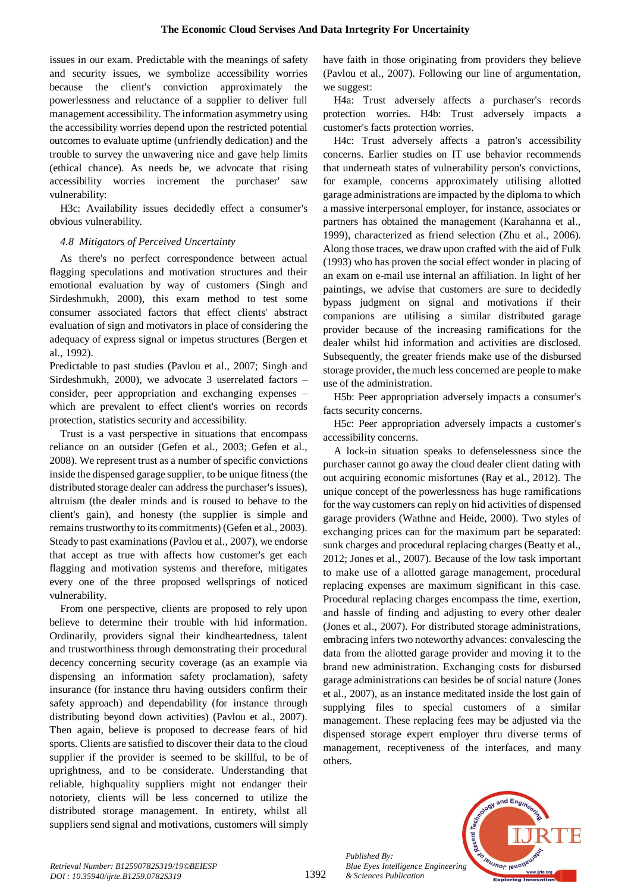issues in our exam. Predictable with the meanings of safety and security issues, we symbolize accessibility worries because the client's conviction approximately the powerlessness and reluctance of a supplier to deliver full management accessibility. The information asymmetry using the accessibility worries depend upon the restricted potential outcomes to evaluate uptime (unfriendly dedication) and the trouble to survey the unwavering nice and gave help limits (ethical chance). As needs be, we advocate that rising accessibility worries increment the purchaser' saw vulnerability:

H3c: Availability issues decidedly effect a consumer's obvious vulnerability.

### *4.8 Mitigators of Perceived Uncertainty*

As there's no perfect correspondence between actual flagging speculations and motivation structures and their emotional evaluation by way of customers (Singh and Sirdeshmukh, 2000), this exam method to test some consumer associated factors that effect clients' abstract evaluation of sign and motivators in place of considering the adequacy of express signal or impetus structures (Bergen et al., 1992).

Predictable to past studies (Pavlou et al., 2007; Singh and Sirdeshmukh, 2000), we advocate 3 userrelated factors – consider, peer appropriation and exchanging expenses – which are prevalent to effect client's worries on records protection, statistics security and accessibility.

Trust is a vast perspective in situations that encompass reliance on an outsider (Gefen et al., 2003; Gefen et al., 2008). We represent trust as a number of specific convictions inside the dispensed garage supplier, to be unique fitness (the distributed storage dealer can address the purchaser's issues), altruism (the dealer minds and is roused to behave to the client's gain), and honesty (the supplier is simple and remains trustworthy to its commitments) (Gefen et al., 2003). Steady to past examinations (Pavlou et al., 2007), we endorse that accept as true with affects how customer's get each flagging and motivation systems and therefore, mitigates every one of the three proposed wellsprings of noticed vulnerability.

From one perspective, clients are proposed to rely upon believe to determine their trouble with hid information. Ordinarily, providers signal their kindheartedness, talent and trustworthiness through demonstrating their procedural decency concerning security coverage (as an example via dispensing an information safety proclamation), safety insurance (for instance thru having outsiders confirm their safety approach) and dependability (for instance through distributing beyond down activities) (Pavlou et al., 2007). Then again, believe is proposed to decrease fears of hid sports. Clients are satisfied to discover their data to the cloud supplier if the provider is seemed to be skillful, to be of uprightness, and to be considerate. Understanding that reliable, highquality suppliers might not endanger their notoriety, clients will be less concerned to utilize the distributed storage management. In entirety, whilst all suppliers send signal and motivations, customers will simply have faith in those originating from providers they believe (Pavlou et al., 2007). Following our line of argumentation, we suggest:

H4a: Trust adversely affects a purchaser's records protection worries. H4b: Trust adversely impacts a customer's facts protection worries.

H4c: Trust adversely affects a patron's accessibility concerns. Earlier studies on IT use behavior recommends that underneath states of vulnerability person's convictions, for example, concerns approximately utilising allotted garage administrations are impacted by the diploma to which a massive interpersonal employer, for instance, associates or partners has obtained the management (Karahanna et al., 1999), characterized as friend selection (Zhu et al., 2006). Along those traces, we draw upon crafted with the aid of Fulk (1993) who has proven the social effect wonder in placing of an exam on e-mail use internal an affiliation. In light of her paintings, we advise that customers are sure to decidedly bypass judgment on signal and motivations if their companions are utilising a similar distributed garage provider because of the increasing ramifications for the dealer whilst hid information and activities are disclosed. Subsequently, the greater friends make use of the disbursed storage provider, the much less concerned are people to make use of the administration.

H5b: Peer appropriation adversely impacts a consumer's facts security concerns.

H5c: Peer appropriation adversely impacts a customer's accessibility concerns.

A lock-in situation speaks to defenselessness since the purchaser cannot go away the cloud dealer client dating with out acquiring economic misfortunes (Ray et al., 2012). The unique concept of the powerlessness has huge ramifications for the way customers can reply on hid activities of dispensed garage providers (Wathne and Heide, 2000). Two styles of exchanging prices can for the maximum part be separated: sunk charges and procedural replacing charges (Beatty et al., 2012; Jones et al., 2007). Because of the low task important to make use of a allotted garage management, procedural replacing expenses are maximum significant in this case. Procedural replacing charges encompass the time, exertion, and hassle of finding and adjusting to every other dealer (Jones et al., 2007). For distributed storage administrations, embracing infers two noteworthy advances: convalescing the data from the allotted garage provider and moving it to the brand new administration. Exchanging costs for disbursed garage administrations can besides be of social nature (Jones et al., 2007), as an instance meditated inside the lost gain of supplying files to special customers of a similar management. These replacing fees may be adjusted via the dispensed storage expert employer thru diverse terms of management, receptiveness of the interfaces, and many others.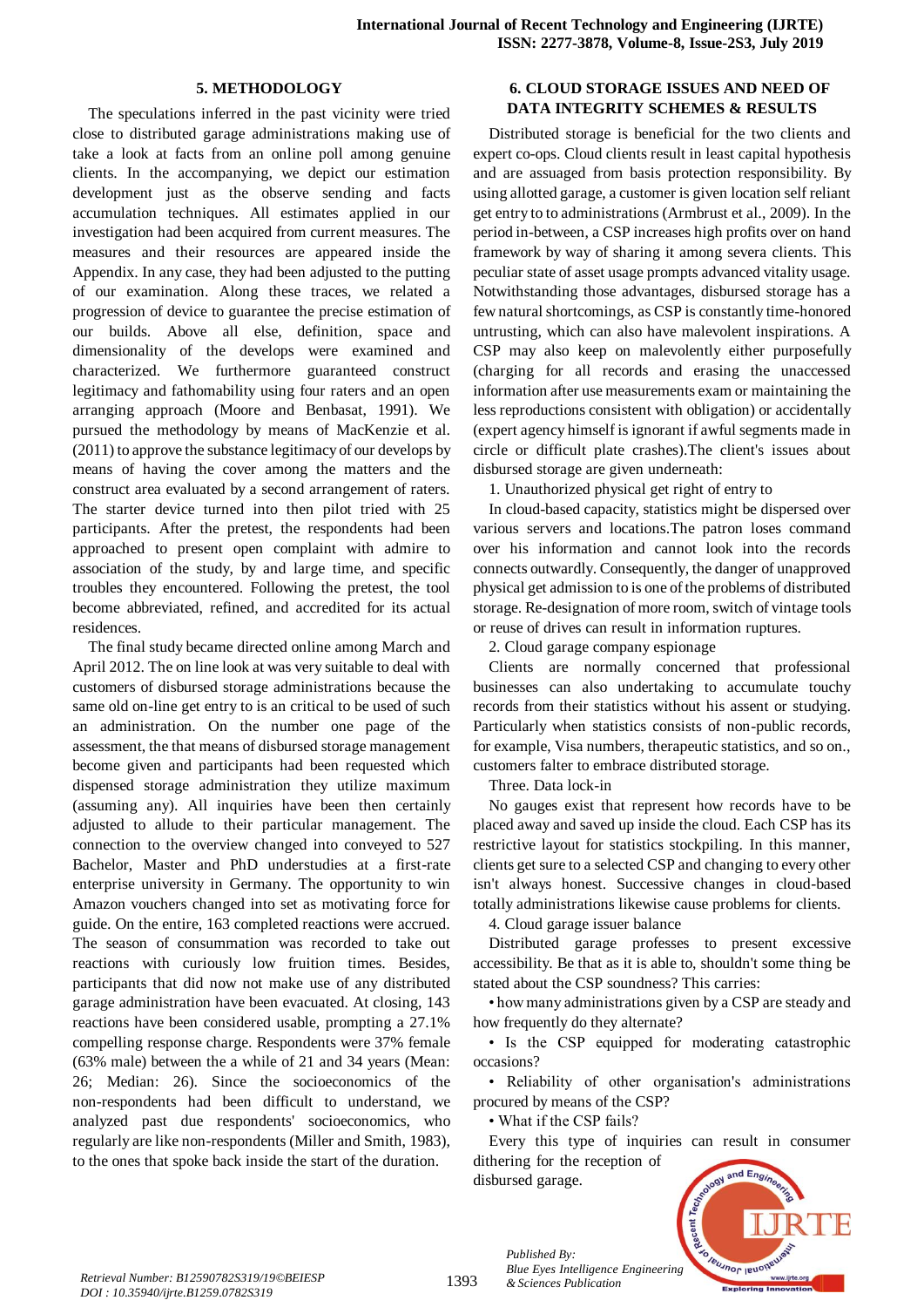## 5. METHODOLOGY

The speculations inferred in the past vicinity were tried close to distributed garage administrations making use of take a look at facts from an online poll among genuine clients. In the accompanying, we depict our estimation development just as the observe sending and facts accumulation techniques. All estimates applied in our investigation had been acquired from current measures. The measures and their resources are appeared inside the Appendix. In any case, they had been adjusted to the putting of our examination. Along these traces, we related a progression of device to guarantee the precise estimation of our builds. Above all else, definition, space and dimensionality of the develops were examined and characterized. We furthermore guaranteed construct legitimacy and fathomability using four raters and an open arranging approach (Moore and Benbasat, 1991). We pursued the methodology by means of MacKenzie et al. (2011) to approve the substance legitimacy of our develops by means of having the cover among the matters and the construct area evaluated by a second arrangement of raters. The starter device turned into then pilot tried with 25 participants. After the pretest, the respondents had been approached to present open complaint with admire to association of the study, by and large time, and specific troubles they encountered. Following the pretest, the tool become abbreviated, refined, and accredited for its actual residences.

The final study became directed online among March and April 2012. The on line look at was very suitable to deal with customers of disbursed storage administrations because the same old on-line get entry to is an critical to be used of such an administration. On the number one page of the assessment, the that means of disbursed storage management become given and participants had been requested which dispensed storage administration they utilize maximum (assuming any). All inquiries have been then certainly adjusted to allude to their particular management. The connection to the overview changed into conveyed to 527 Bachelor, Master and PhD understudies at a first-rate enterprise university in Germany. The opportunity to win Amazon vouchers changed into set as motivating force for guide. On the entire, 163 completed reactions were accrued. The season of consummation was recorded to take out reactions with curiously low fruition times. Besides, participants that did now not make use of any distributed garage administration have been evacuated. At closing, 143 reactions have been considered usable, prompting a 27.1% compelling response charge. Respondents were 37% female (63% male) between the a while of 21 and 34 years (Mean: 26; Median: 26). Since the socioeconomics of the non-respondents had been difficult to understand, we analyzed past due respondents' socioeconomics, who regularly are like non-respondents (Miller and Smith, 1983), to the ones that spoke back inside the start of the duration.

## 6. CLOUD STORAGE ISSUES AND NEED OF DATA INTEGRITY SCHEMES & RESULTS

Distributed storage is beneficial for the two clients and expert co-ops. Cloud clients result in least capital hypothesis and are assuaged from basis protection responsibility. By using allotted garage, a customer is given location self reliant get entry to to administrations (Armbrust et al., 2009). In the period in-between, a CSP increases high profits over on hand framework by way of sharing it among severa clients. This peculiar state of asset usage prompts advanced vitality usage. Notwithstanding those advantages, disbursed storage has a few natural shortcomings, as CSP is constantly time-honored untrusting, which can also have malevolent inspirations. A CSP may also keep on malevolently either purposefully (charging for all records and erasing the unaccessed information after use measurements exam or maintaining the less reproductions consistent with obligation) or accidentally (expert agency himself is ignorant if awful segments made in circle or difficult plate crashes).The client's issues about disbursed storage are given underneath:

1. Unauthorized physical get right of entry to

In cloud-based capacity, statistics might be dispersed over various servers and locations.The patron loses command over his information and cannot look into the records connects outwardly. Consequently, the danger of unapproved physical get admission to is one of the problems of distributed storage. Re-designation of more room, switch of vintage tools or reuse of drives can result in information ruptures.

2. Cloud garage company espionage

Clients are normally concerned that professional businesses can also undertaking to accumulate touchy records from their statistics without his assent or studying. Particularly when statistics consists of non-public records, for example, Visa numbers, therapeutic statistics, and so on., customers falter to embrace distributed storage.

Three. Data lock-in

No gauges exist that represent how records have to be placed away and saved up inside the cloud. Each CSP has its restrictive layout for statistics stockpiling. In this manner, clients get sure to a selected CSP and changing to every other isn't always honest. Successive changes in cloud-based totally administrations likewise cause problems for clients.

4. Cloud garage issuer balance

Distributed garage professes to present excessive accessibility. Be that as it is able to, shouldn't some thing be stated about the CSP soundness? This carries:

- how many administrations given by a CSP are steady and how frequently do they alternate?
- Is the CSP equipped for moderating catastrophic occasions?
- Reliability of other organisation's administrations procured by means of the CSP?
- What if the CSP fails?

Every this type of inquiries can result in consumer dithering for the reception of disbursed garage.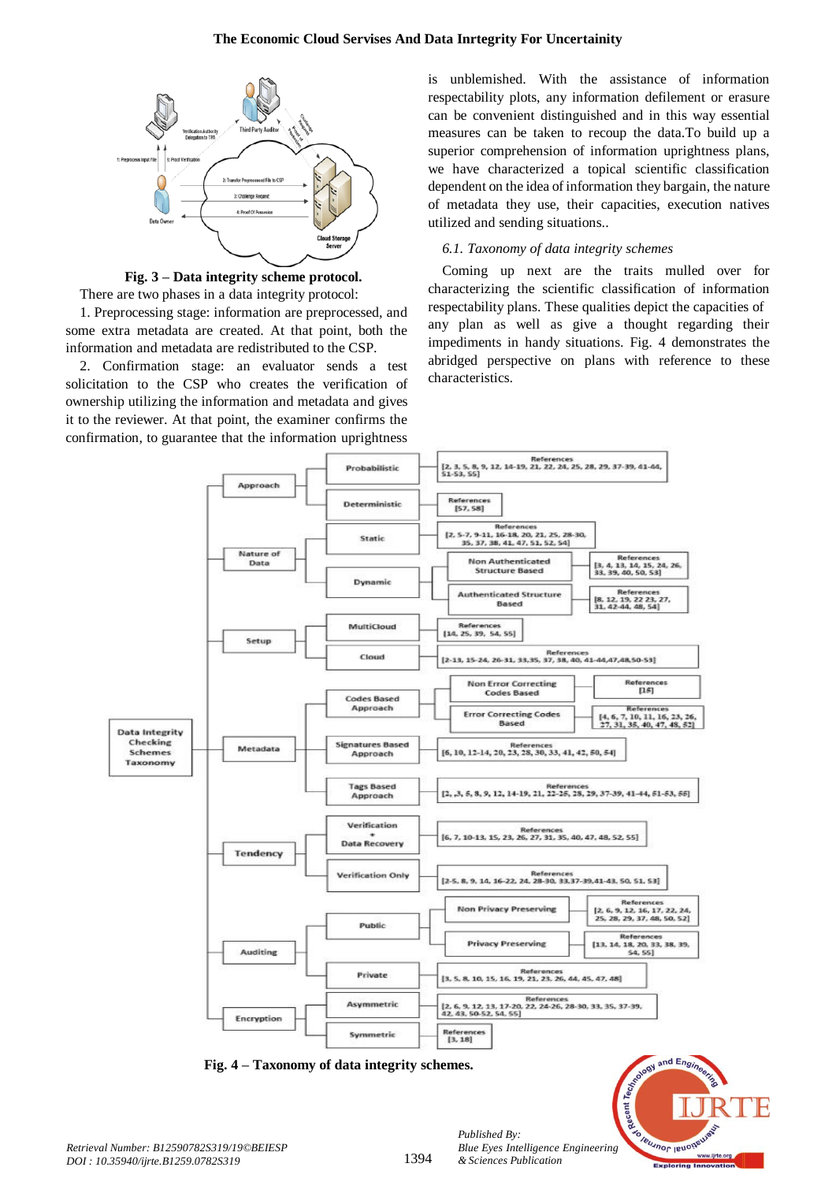**Fig. 3 – Data integrity scheme protocol.**

There are two phases in a data integrity protocol:

1. Preprocessing stage: information are preprocessed, and some extra metadata are created. At that point, both the information and metadata are redistributed to the CSP.

2. Confirmation stage: an evaluator sends a test solicitation to the CSP who creates the verification of ownership utilizing the information and metadata and gives it to the reviewer. At that point, the examiner confirms the confirmation, to guarantee that the information uprightness is unblemished. With the assistance of information respectability plots, any information defilement or erasure can be convenient distinguished and in this way essential measures can be taken to recoup the data.To build up a superior comprehension of information uprightness plans, we have characterized a topical scientific classification dependent on the idea of information they bargain, the nature of metadata they use, their capacities, execution natives utilized and sending situations..

### *6.1. Taxonomy of data integrity schemes*

Coming up next are the traits mulled over for characterizing the scientific classification of information respectability plans. These qualities depict the capacities of any plan as well as give a thought regarding their impediments in handy situations. Fig. 4 demonstrates the abridged perspective on plans with reference to these characteristics.

**Fig. 4 – Taxonomy of data integrity schemes.**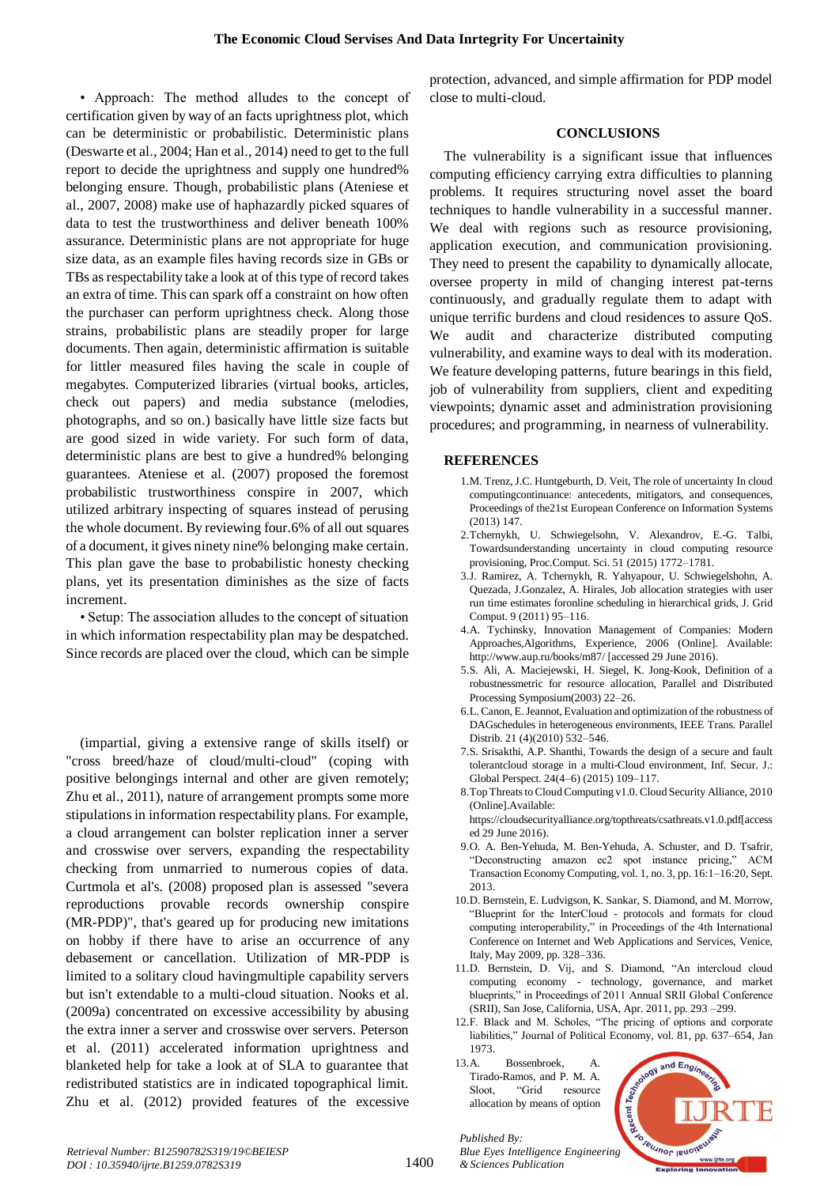• Approach: The method alludes to the concept of certification given by way of an facts uprightness plot, which can be deterministic or probabilistic. Deterministic plans (Deswarte et al., 2004; Han et al., 2014) need to get to the full report to decide the uprightness and supply one hundred% belonging ensure. Though, probabilistic plans (Ateniese et al., 2007, 2008) make use of haphazardly picked squares of data to test the trustworthiness and deliver beneath 100% assurance. Deterministic plans are not appropriate for huge size data, as an example files having records size in GBs or TBs as respectability take a look at of this type of record takes an extra of time. This can spark off a constraint on how often the purchaser can perform uprightness check. Along those strains, probabilistic plans are steadily proper for large documents. Then again, deterministic affirmation is suitable for littler measured files having the scale in couple of megabytes. Computerized libraries (virtual books, articles, check out papers) and media substance (melodies, photographs, and so on.) basically have little size facts but are good sized in wide variety. For such form of data, deterministic plans are best to give a hundred% belonging guarantees. Ateniese et al. (2007) proposed the foremost probabilistic trustworthiness conspire in 2007, which utilized arbitrary inspecting of squares instead of perusing the whole document. By reviewing four.6% of all out squares of a document, it gives ninety nine% belonging make certain. This plan gave the base to probabilistic honesty checking plans, yet its presentation diminishes as the size of facts increment.

• Setup: The association alludes to the concept of situation in which information respectability plan may be despatched. Since records are placed over the cloud, which can be simple (impartial, giving a extensive range of skills itself) or "cross breed/haze of cloud/multi-cloud" (coping with positive belongings internal and other are given remotely; Zhu et al., 2011), nature of arrangement prompts some more stipulations in information respectability plans. For example, a cloud arrangement can bolster replication inner a server and crosswise over servers, expanding the respectability checking from unmarried to numerous copies of data. Curtmola et al's. (2008) proposed plan is assessed "severa reproductions provable records ownership conspire (MR-PDP)", that's geared up for producing new imitations on hobby if there have to arise an occurrence of any debasement or cancellation. Utilization of MR-PDP is limited to a solitary cloud havingmultiple capability servers but isn't extendable to a multi-cloud situation. Nooks et al. (2009a) concentrated on excessive accessibility by abusing the extra inner a server and crosswise over servers. Peterson et al. (2011) accelerated information uprightness and blanketed help for take a look at of SLA to guarantee that redistributed statistics are in indicated topographical limit. Zhu et al. (2012) provided features of the excessive protection, advanced, and simple affirmation for PDP model close to multi-cloud.

## CONCLUSIONS

The vulnerability is a significant issue that influences computing efficiency carrying extra difficulties to planning problems. It requires structuring novel asset the board techniques to handle vulnerability in a successful manner. We deal with regions such as resource provisioning, application execution, and communication provisioning. They need to present the capability to dynamically allocate, oversee property in mild of changing interest pat-terns continuously, and gradually regulate them to adapt with unique terrific burdens and cloud residences to assure QoS. We audit and characterize distributed computing vulnerability, and examine ways to deal with its moderation. We feature developing patterns, future bearings in this field, job of vulnerability from suppliers, client and expediting viewpoints; dynamic asset and administration provisioning procedures; and programming, in nearness of vulnerability.

## REFERENCES

1. M. Trenz, J.C. Huntgeburth, D. Veit, The role of uncertainty In cloud computingcontinuance: antecedents, mitigators, and consequences, Proceedings of the21st European Conference on Information Systems (2013) 147.
2. Tchernykh, U. Schwiegelsohn, V. Alexandrov, E.-G. Talbi, Towardsunderstanding uncertainty in cloud computing resource provisioning, Proc.Comput. Sci. 51 (2015) 1772–1781.
3. J. Ramirez, A. Tchernykh, R. Yahyapour, U. Schwiegelshohn, A. Quezada, J.Gonzalez, A. Hirales, Job allocation strategies with user run time estimates foronline scheduling in hierarchical grids, J. Grid Comput. 9 (2011) 95–116.
4. A. Tychinsky, Innovation Management of Companies: Modern Approaches,Algorithms, Experience, 2006 (Online]. Available: http://www.aup.ru/books/m87/ [accessed 29 June 2016).
5. S. Ali, A. Maciejewski, H. Siegel, K. Jong-Kook, Definition of a robustnessmetric for resource allocation, Parallel and Distributed Processing Symposium(2003) 22–26.
6. L. Canon, E. Jeannot, Evaluation and optimization of the robustness of DAGschedules in heterogeneous environments, IEEE Trans. Parallel Distrib. 21 (4)(2010) 532–546.
7. S. Srisakthi, A.P. Shanthi, Towards the design of a secure and fault tolerantcloud storage in a multi-Cloud environment, Inf. Secur. J.: Global Perspect. 24(4–6) (2015) 109–117.
8. Top Threats to Cloud Computing v1.0. Cloud Security Alliance, 2010 (Online].Available: https://cloudsecurityalliance.org/topthreats/csathreats.v1.0.pdf[accessed 29 June 2016).
9. O. A. Ben-Yehuda, M. Ben-Yehuda, A. Schuster, and D. Tsafrir, "Deconstructing amazon ec2 spot instance pricing," ACM Transaction Economy Computing, vol. 1, no. 3, pp. 16:1–16:20, Sept. 2013.
10. D. Bernstein, E. Ludvigson, K. Sankar, S. Diamond, and M. Morrow, "Blueprint for the InterCloud - protocols and formats for cloud computing interoperability," in Proceedings of the 4th International Conference on Internet and Web Applications and Services, Venice, Italy, May 2009, pp. 328–336.
11. D. Bernstein, D. Vij, and S. Diamond, "An intercloud cloud computing economy - technology, governance, and market blueprints," in Proceedings of 2011 Annual SRII Global Conference (SRII), San Jose, California, USA, Apr. 2011, pp. 293 –299.
12. F. Black and M. Scholes, "The pricing of options and corporate liabilities," Journal of Political Economy, vol. 81, pp. 637–654, Jan 1973.
13. A. Bossenbroek, A. Tirado-Ramos, and P. M. A. Sloot, "Grid resource allocation by means of option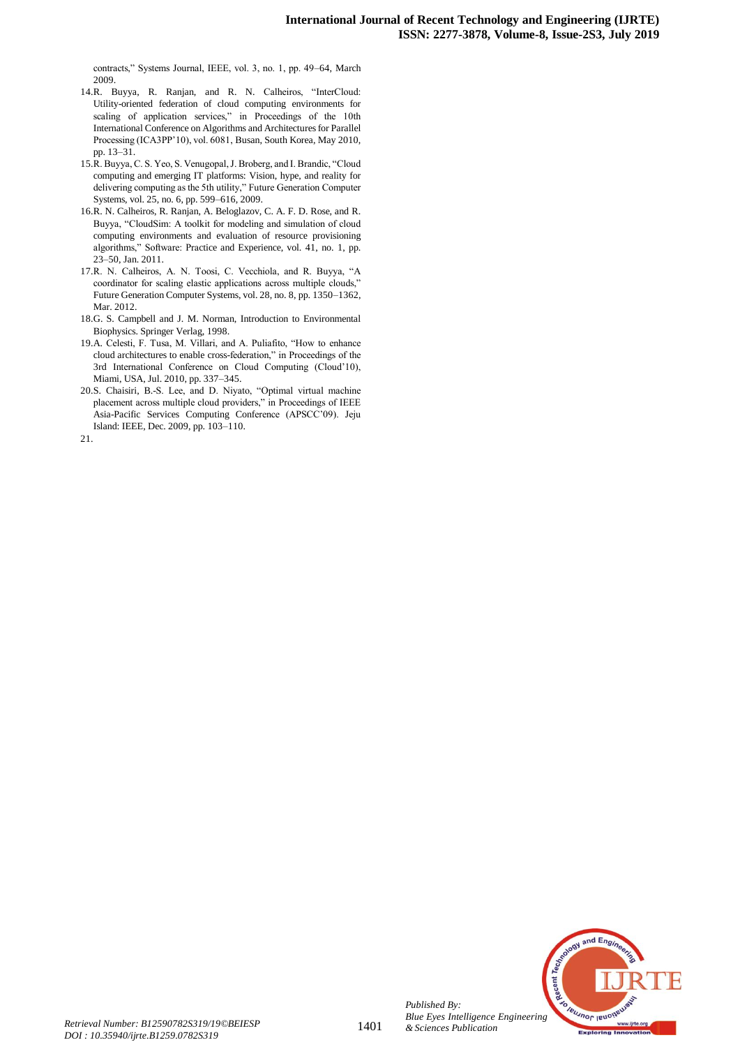contracts," Systems Journal, IEEE, vol. 3, no. 1, pp. 49–64, March 2009.

14. R. Buyya, R. Ranjan, and R. N. Calheiros, "InterCloud: Utility-oriented federation of cloud computing environments for scaling of application services," in Proceedings of the 10th International Conference on Algorithms and Architectures for Parallel Processing (ICA3PP'10), vol. 6081, Busan, South Korea, May 2010, pp. 13–31.
15. R. Buyya, C. S. Yeo, S. Venugopal, J. Broberg, and I. Brandic, "Cloud computing and emerging IT platforms: Vision, hype, and reality for delivering computing as the 5th utility," Future Generation Computer Systems, vol. 25, no. 6, pp. 599–616, 2009.
16. R. N. Calheiros, R. Ranjan, A. Beloglazov, C. A. F. D. Rose, and R. Buyya, "CloudSim: A toolkit for modeling and simulation of cloud computing environments and evaluation of resource provisioning algorithms," Software: Practice and Experience, vol. 41, no. 1, pp. 23–50, Jan. 2011.
17. R. N. Calheiros, A. N. Toosi, C. Vecchiola, and R. Buyya, "A coordinator for scaling elastic applications across multiple clouds," Future Generation Computer Systems, vol. 28, no. 8, pp. 1350–1362, Mar. 2012.
18. G. S. Campbell and J. M. Norman, Introduction to Environmental Biophysics. Springer Verlag, 1998.
19. A. Celesti, F. Tusa, M. Villari, and A. Puliafito, "How to enhance cloud architectures to enable cross-federation," in Proceedings of the 3rd International Conference on Cloud Computing (Cloud'10), Miami, USA, Jul. 2010, pp. 337–345.
20. S. Chaisiri, B.-S. Lee, and D. Niyato, "Optimal virtual machine placement across multiple cloud providers," in Proceedings of IEEE Asia-Pacific Services Computing Conference (APSCC'09). Jeju Island: IEEE, Dec. 2009, pp. 103–110.
21.